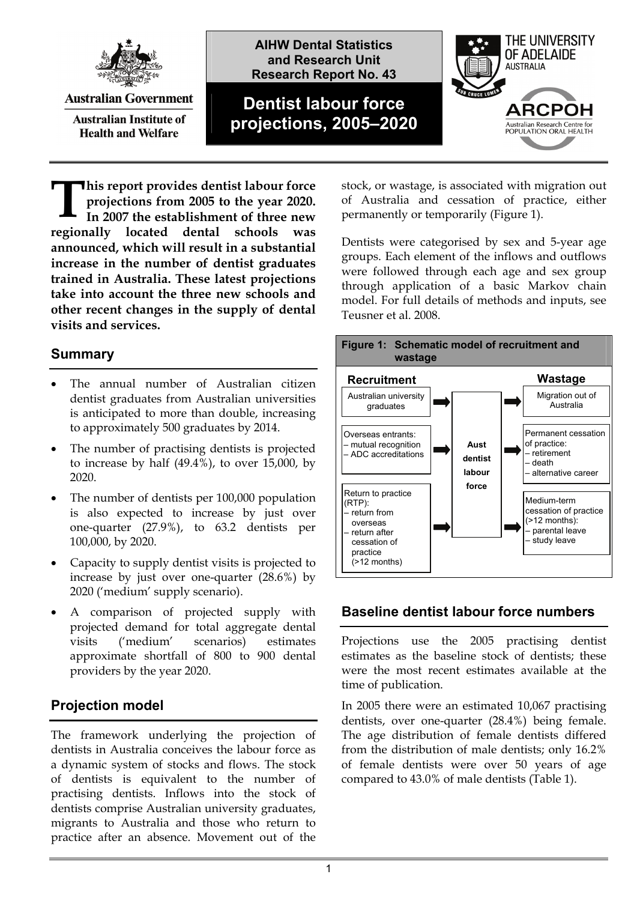Australian Government

Australian Institute of Health and Welfare

AIHW Dental Statistics and Research Unit Research Report No. 43

# Dentist labour force projections, 2005–2020

THE UNIVERSITY OF ADELAIDE AUSTRALIA

ARCPOH Australian Research Centre for POPULATION ORAL HEALTH

**This report provides dentist labour force projections from 2005 to the year 2020. In 2007 the establishment of three new regionally located dental schools was announced, which will result in a substantial increase in the number of dentist graduates trained in Australia. These latest projections take into account the three new schools and other recent changes in the supply of dental visits and services.**

## Summary

- The annual number of Australian citizen dentist graduates from Australian universities is anticipated to more than double, increasing to approximately 500 graduates by 2014.
- The number of practising dentists is projected to increase by half (49.4%), to over 15,000, by 2020.
- The number of dentists per 100,000 population is also expected to increase by just over one-quarter (27.9%), to 63.2 dentists per 100,000, by 2020.
- Capacity to supply dentist visits is projected to increase by just over one-quarter (28.6%) by 2020 ('medium' supply scenario).
- A comparison of projected supply with projected demand for total aggregate dental visits ('medium' scenarios) estimates approximate shortfall of 800 to 900 dental providers by the year 2020.

## Projection model

The framework underlying the projection of dentists in Australia conceives the labour force as a dynamic system of stocks and flows. The stock of dentists is equivalent to the number of practising dentists. Inflows into the stock of dentists comprise Australian university graduates, migrants to Australia and those who return to practice after an absence. Movement out of the stock, or wastage, is associated with migration out of Australia and cessation of practice, either permanently or temporarily (Figure 1).

Dentists were categorised by sex and 5-year age groups. Each element of the inflows and outflows were followed through each age and sex group through application of a basic Markov chain model. For full details of methods and inputs, see Teusner et al. 2008.

**Figure 1: Schematic model of recruitment and wastage**

**Recruitment**
- Australian university graduates
- Overseas entrants:
  - mutual recognition
  - ADC accreditations
- Return to practice (RTP):
  - return from overseas
  - return after cessation of practice (>12 months)

→ **Aust dentist labour force** →

**Wastage**
- Migration out of Australia
- Permanent cessation of practice:
  - retirement
  - death
  - alternative career
- Medium-term cessation of practice (>12 months):
  - parental leave
  - study leave

## Baseline dentist labour force numbers

Projections use the 2005 practising dentist estimates as the baseline stock of dentists; these were the most recent estimates available at the time of publication.

In 2005 there were an estimated 10,067 practising dentists, over one-quarter (28.4%) being female. The age distribution of female dentists differed from the distribution of male dentists; only 16.2% of female dentists were over 50 years of age compared to 43.0% of male dentists (Table 1).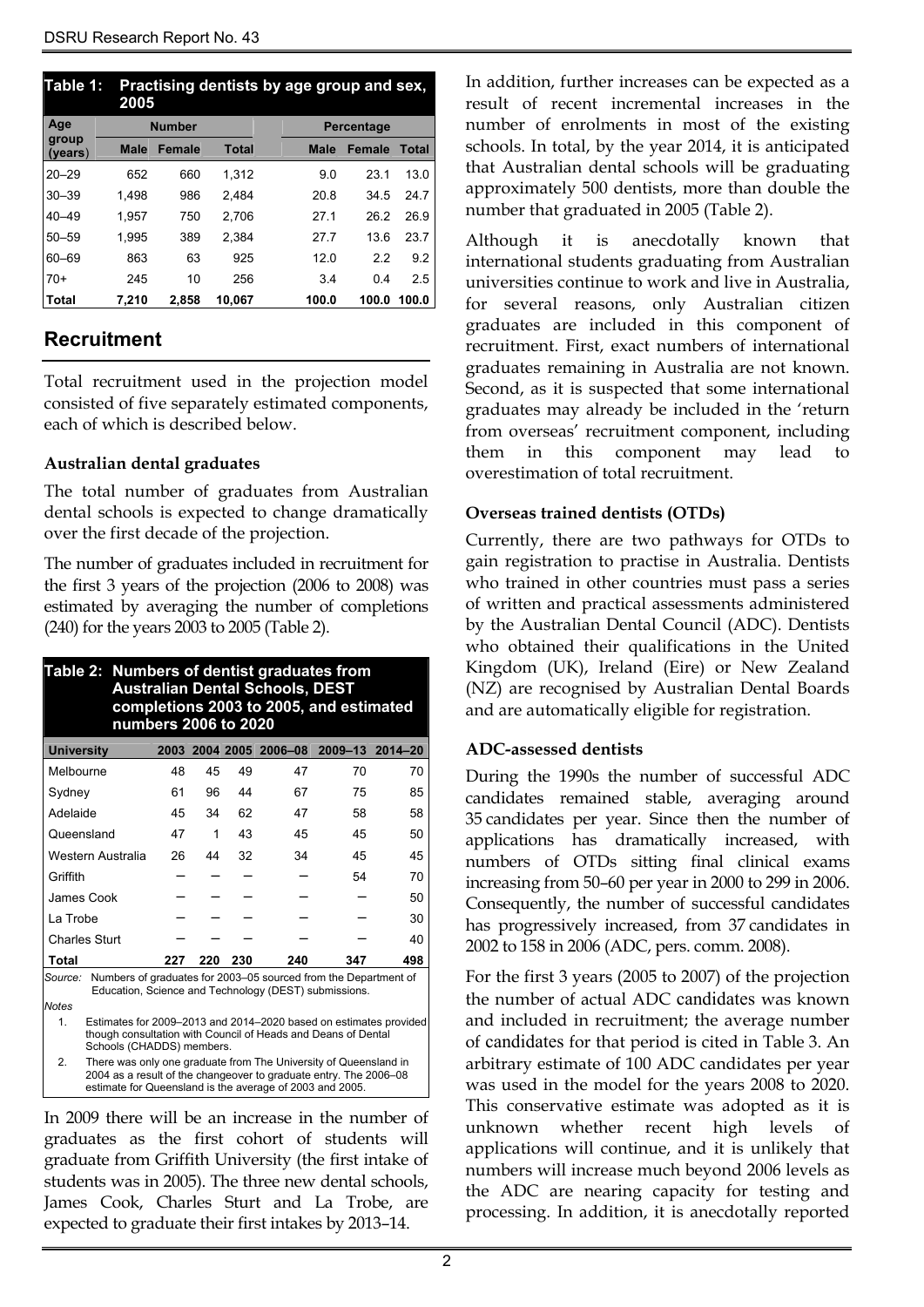**Table 1: Practising dentists by age group and sex, 2005**

| Age group (years) | Number | | | Percentage | | |
|---|---|---|---|---|---|---|
| | Male | Female | Total | Male | Female | Total |
| 20–29 | 652 | 660 | 1,312 | 9.0 | 23.1 | 13.0 |
| 30–39 | 1,498 | 986 | 2,484 | 20.8 | 34.5 | 24.7 |
| 40–49 | 1,957 | 750 | 2,706 | 27.1 | 26.2 | 26.9 |
| 50–59 | 1,995 | 389 | 2,384 | 27.7 | 13.6 | 23.7 |
| 60–69 | 863 | 63 | 925 | 12.0 | 2.2 | 9.2 |
| 70+ | 245 | 10 | 256 | 3.4 | 0.4 | 2.5 |
| Total | 7,210 | 2,858 | 10,067 | 100.0 | 100.0 | 100.0 |

## Recruitment

Total recruitment used in the projection model consisted of five separately estimated components, each of which is described below.

### Australian dental graduates

The total number of graduates from Australian dental schools is expected to change dramatically over the first decade of the projection.

The number of graduates included in recruitment for the first 3 years of the projection (2006 to 2008) was estimated by averaging the number of completions (240) for the years 2003 to 2005 (Table 2).

**Table 2: Numbers of dentist graduates from Australian Dental Schools, DEST completions 2003 to 2005, and estimated numbers 2006 to 2020**

| University | 2003 | 2004 | 2005 | 2006–08 | 2009–13 | 2014–20 |
|---|---|---|---|---|---|---|
| Melbourne | 48 | 45 | 49 | 47 | 70 | 70 |
| Sydney | 61 | 96 | 44 | 67 | 75 | 85 |
| Adelaide | 45 | 34 | 62 | 47 | 58 | 58 |
| Queensland | 47 | 1 | 43 | 45 | 45 | 50 |
| Western Australia | 26 | 44 | 32 | 34 | 45 | 45 |
| Griffith | — | — | — | — | 54 | 70 |
| James Cook | — | — | — | — | — | 50 |
| La Trobe | — | — | — | — | — | 30 |
| Charles Sturt | — | — | — | — | — | 40 |
| Total | 227 | 220 | 230 | 240 | 347 | 498 |

*Source:* Numbers of graduates for 2003–05 sourced from the Department of Education, Science and Technology (DEST) submissions.

*Notes*

1. Estimates for 2009–2013 and 2014–2020 based on estimates provided though consultation with Council of Heads and Deans of Dental Schools (CHADDS) members.
2. There was only one graduate from The University of Queensland in 2004 as a result of the changeover to graduate entry. The 2006–08 estimate for Queensland is the average of 2003 and 2005.

In 2009 there will be an increase in the number of graduates as the first cohort of students will graduate from Griffith University (the first intake of students was in 2005). The three new dental schools, James Cook, Charles Sturt and La Trobe, are expected to graduate their first intakes by 2013–14.

In addition, further increases can be expected as a result of recent incremental increases in the number of enrolments in most of the existing schools. In total, by the year 2014, it is anticipated that Australian dental schools will be graduating approximately 500 dentists, more than double the number that graduated in 2005 (Table 2).

Although it is anecdotally known that international students graduating from Australian universities continue to work and live in Australia, for several reasons, only Australian citizen graduates are included in this component of recruitment. First, exact numbers of international graduates remaining in Australia are not known. Second, as it is suspected that some international graduates may already be included in the 'return from overseas' recruitment component, including them in this component may lead to overestimation of total recruitment.

### Overseas trained dentists (OTDs)

Currently, there are two pathways for OTDs to gain registration to practise in Australia. Dentists who trained in other countries must pass a series of written and practical assessments administered by the Australian Dental Council (ADC). Dentists who obtained their qualifications in the United Kingdom (UK), Ireland (Eire) or New Zealand (NZ) are recognised by Australian Dental Boards and are automatically eligible for registration.

### ADC-assessed dentists

During the 1990s the number of successful ADC candidates remained stable, averaging around 35 candidates per year. Since then the number of applications has dramatically increased, with numbers of OTDs sitting final clinical exams increasing from 50–60 per year in 2000 to 299 in 2006. Consequently, the number of successful candidates has progressively increased, from 37 candidates in 2002 to 158 in 2006 (ADC, pers. comm. 2008).

For the first 3 years (2005 to 2007) of the projection the number of actual ADC candidates was known and included in recruitment; the average number of candidates for that period is cited in Table 3. An arbitrary estimate of 100 ADC candidates per year was used in the model for the years 2008 to 2020. This conservative estimate was adopted as it is unknown whether recent high levels of applications will continue, and it is unlikely that numbers will increase much beyond 2006 levels as the ADC are nearing capacity for testing and processing. In addition, it is anecdotally reported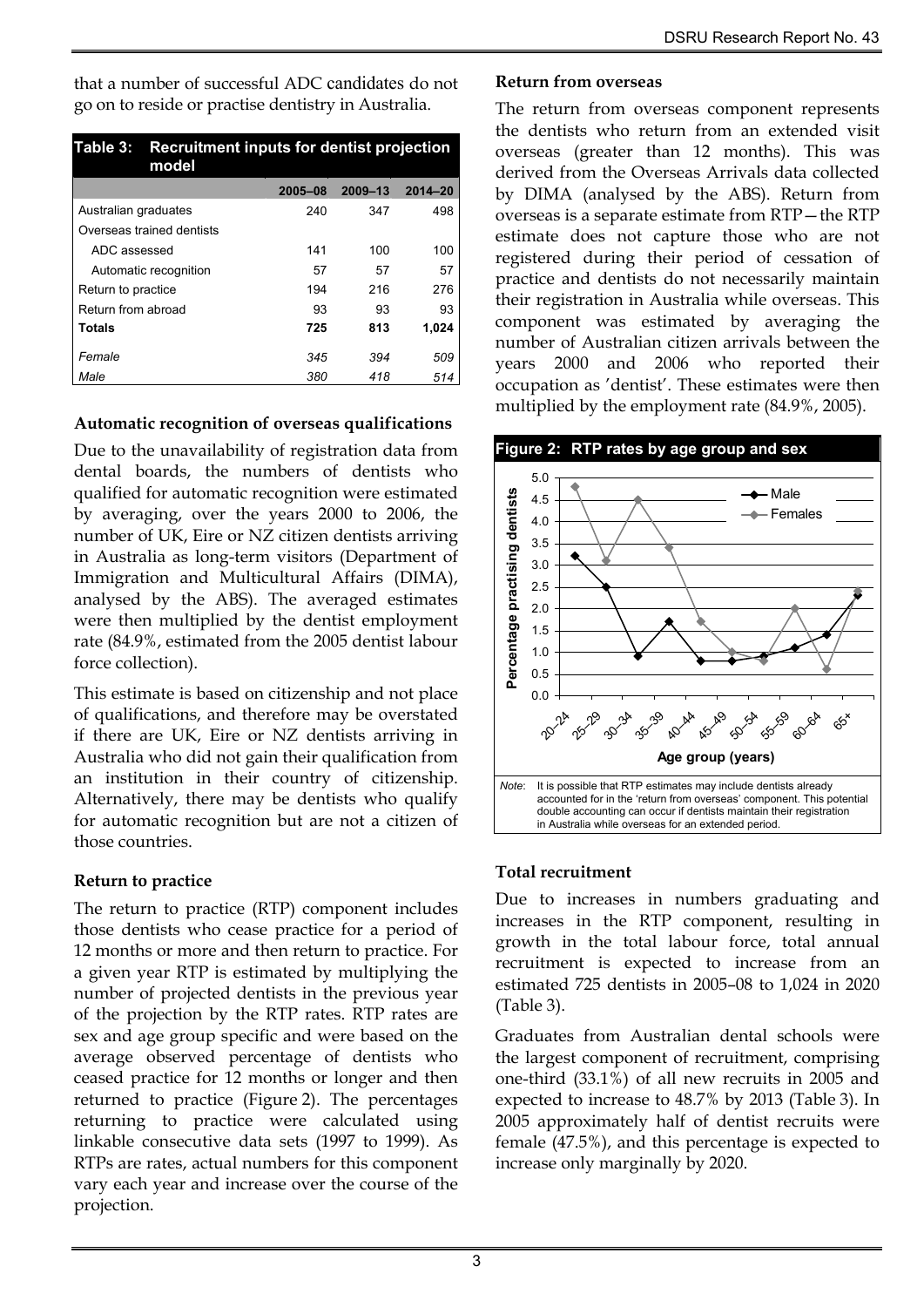that a number of successful ADC candidates do not go on to reside or practise dentistry in Australia.

**Table 3: Recruitment inputs for dentist projection model**

| | 2005–08 | 2009–13 | 2014–20 |
|---|---|---|---|
| Australian graduates | 240 | 347 | 498 |
| Overseas trained dentists | | | |
| ADC assessed | 141 | 100 | 100 |
| Automatic recognition | 57 | 57 | 57 |
| Return to practice | 194 | 216 | 276 |
| Return from abroad | 93 | 93 | 93 |
| **Totals** | **725** | **813** | **1,024** |
| *Female* | *345* | *394* | *509* |
| *Male* | *380* | *418* | *514* |

**Automatic recognition of overseas qualifications**

Due to the unavailability of registration data from dental boards, the numbers of dentists who qualified for automatic recognition were estimated by averaging, over the years 2000 to 2006, the number of UK, Eire or NZ citizen dentists arriving in Australia as long-term visitors (Department of Immigration and Multicultural Affairs (DIMA), analysed by the ABS). The averaged estimates were then multiplied by the dentist employment rate (84.9%, estimated from the 2005 dentist labour force collection).

This estimate is based on citizenship and not place of qualifications, and therefore may be overstated if there are UK, Eire or NZ dentists arriving in Australia who did not gain their qualification from an institution in their country of citizenship. Alternatively, there may be dentists who qualify for automatic recognition but are not a citizen of those countries.

**Return to practice**

The return to practice (RTP) component includes those dentists who cease practice for a period of 12 months or more and then return to practice. For a given year RTP is estimated by multiplying the number of projected dentists in the previous year of the projection by the RTP rates. RTP rates are sex and age group specific and were based on the average observed percentage of dentists who ceased practice for 12 months or longer and then returned to practice (Figure 2). The percentages returning to practice were calculated using linkable consecutive data sets (1997 to 1999). As RTPs are rates, actual numbers for this component vary each year and increase over the course of the projection.

**Return from overseas**

The return from overseas component represents the dentists who return from an extended visit overseas (greater than 12 months). This was derived from the Overseas Arrivals data collected by DIMA (analysed by the ABS). Return from overseas is a separate estimate from RTP—the RTP estimate does not capture those who are not registered during their period of cessation of practice and dentists do not necessarily maintain their registration in Australia while overseas. This component was estimated by averaging the number of Australian citizen arrivals between the years 2000 and 2006 who reported their occupation as 'dentist'. These estimates were then multiplied by the employment rate (84.9%, 2005).

**Figure 2: RTP rates by age group and sex**

| Age group (years) | Male | Females |
|---|---|---|
| 20–24 | 3.2 | 4.8 |
| 25–29 | 2.5 | 3.1 |
| 30–34 | 0.9 | 4.5 |
| 35–39 | 1.7 | 3.4 |
| 40–44 | 0.8 | 1.7 |
| 45–49 | 0.8 | 1.0 |
| 50–54 | 0.9 | 0.8 |
| 55–59 | 1.1 | 2.0 |
| 60–64 | 1.4 | 0.6 |
| 65+ | 2.3 | 2.4 |

*Note*: It is possible that RTP estimates may include dentists already accounted for in the 'return from overseas' component. This potential double accounting can occur if dentists maintain their registration in Australia while overseas for an extended period.

**Total recruitment**

Due to increases in numbers graduating and increases in the RTP component, resulting in growth in the total labour force, total annual recruitment is expected to increase from an estimated 725 dentists in 2005–08 to 1,024 in 2020 (Table 3).

Graduates from Australian dental schools were the largest component of recruitment, comprising one-third (33.1%) of all new recruits in 2005 and expected to increase to 48.7% by 2013 (Table 3). In 2005 approximately half of dentist recruits were female (47.5%), and this percentage is expected to increase only marginally by 2020.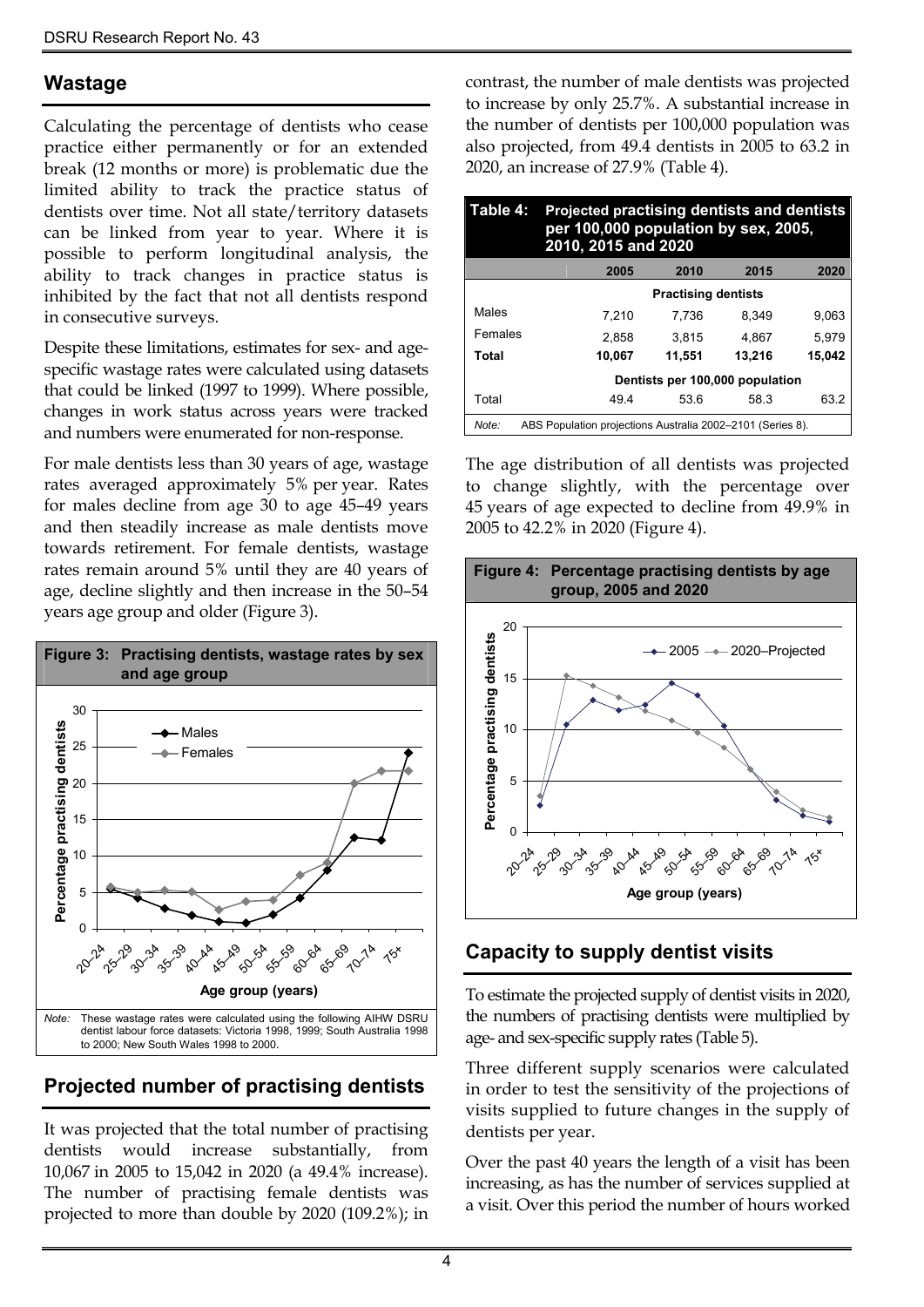## Wastage

Calculating the percentage of dentists who cease practice either permanently or for an extended break (12 months or more) is problematic due the limited ability to track the practice status of dentists over time. Not all state/territory datasets can be linked from year to year. Where it is possible to perform longitudinal analysis, the ability to track changes in practice status is inhibited by the fact that not all dentists respond in consecutive surveys.

Despite these limitations, estimates for sex- and age-specific wastage rates were calculated using datasets that could be linked (1997 to 1999). Where possible, changes in work status across years were tracked and numbers were enumerated for non-response.

For male dentists less than 30 years of age, wastage rates averaged approximately 5% per year. Rates for males decline from age 30 to age 45–49 years and then steadily increase as male dentists move towards retirement. For female dentists, wastage rates remain around 5% until they are 40 years of age, decline slightly and then increase in the 50–54 years age group and older (Figure 3).

**Figure 3: Practising dentists, wastage rates by sex and age group**

*Note:* These wastage rates were calculated using the following AIHW DSRU dentist labour force datasets: Victoria 1998, 1999; South Australia 1998 to 2000; New South Wales 1998 to 2000.

## Projected number of practising dentists

It was projected that the total number of practising dentists would increase substantially, from 10,067 in 2005 to 15,042 in 2020 (a 49.4% increase). The number of practising female dentists was projected to more than double by 2020 (109.2%); in contrast, the number of male dentists was projected to increase by only 25.7%. A substantial increase in the number of dentists per 100,000 population was also projected, from 49.4 dentists in 2005 to 63.2 in 2020, an increase of 27.9% (Table 4).

**Table 4: Projected practising dentists and dentists per 100,000 population by sex, 2005, 2010, 2015 and 2020**

| | 2005 | 2010 | 2015 | 2020 |
|---|---|---|---|---|
| | **Practising dentists** | | | |
| Males | 7,210 | 7,736 | 8,349 | 9,063 |
| Females | 2,858 | 3,815 | 4,867 | 5,979 |
| **Total** | **10,067** | **11,551** | **13,216** | **15,042** |
| | **Dentists per 100,000 population** | | | |
| Total | 49.4 | 53.6 | 58.3 | 63.2 |

*Note:* ABS Population projections Australia 2002–2101 (Series 8).

The age distribution of all dentists was projected to change slightly, with the percentage over 45 years of age expected to decline from 49.9% in 2005 to 42.2% in 2020 (Figure 4).

**Figure 4: Percentage practising dentists by age group, 2005 and 2020**

## Capacity to supply dentist visits

To estimate the projected supply of dentist visits in 2020, the numbers of practising dentists were multiplied by age- and sex-specific supply rates (Table 5).

Three different supply scenarios were calculated in order to test the sensitivity of the projections of visits supplied to future changes in the supply of dentists per year.

Over the past 40 years the length of a visit has been increasing, as has the number of services supplied at a visit. Over this period the number of hours worked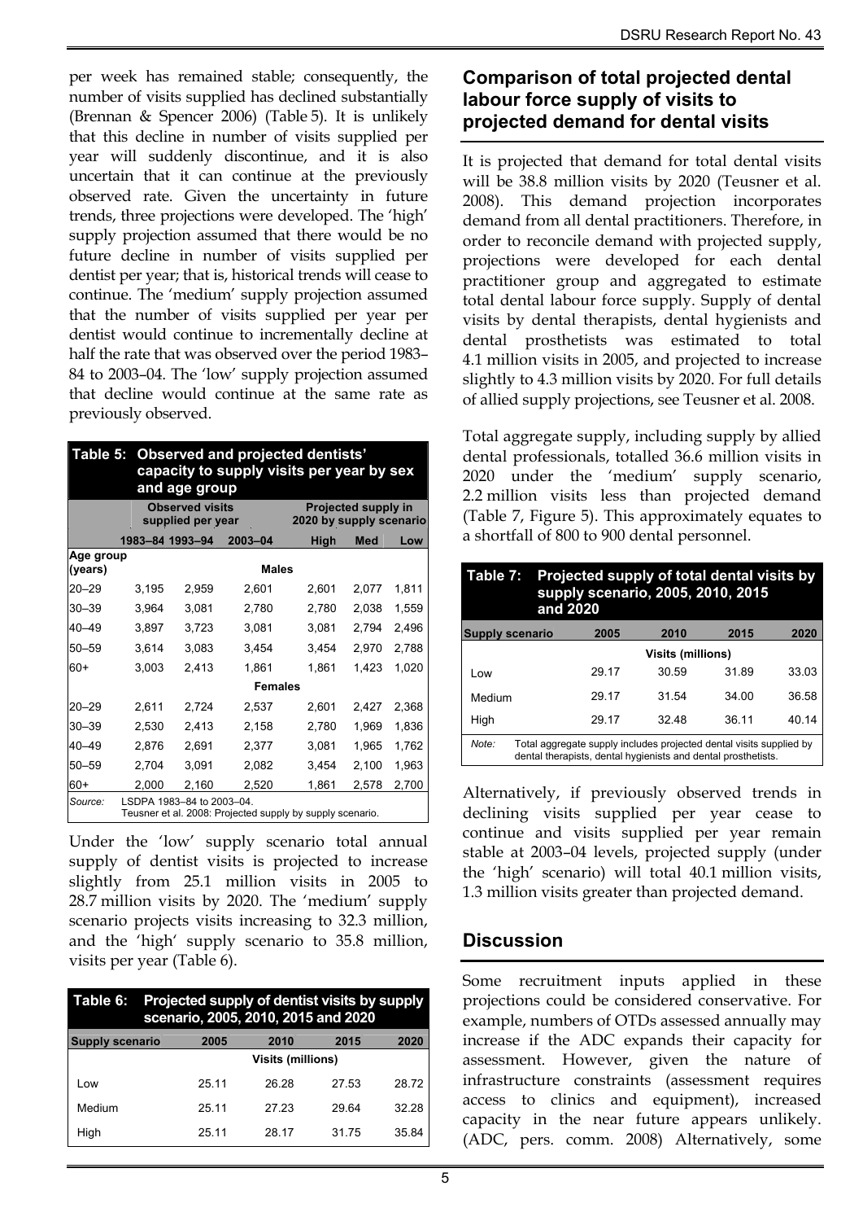per week has remained stable; consequently, the number of visits supplied has declined substantially (Brennan & Spencer 2006) (Table 5). It is unlikely that this decline in number of visits supplied per year will suddenly discontinue, and it is also uncertain that it can continue at the previously observed rate. Given the uncertainty in future trends, three projections were developed. The 'high' supply projection assumed that there would be no future decline in number of visits supplied per dentist per year; that is, historical trends will cease to continue. The 'medium' supply projection assumed that the number of visits supplied per year per dentist would continue to incrementally decline at half the rate that was observed over the period 1983–84 to 2003–04. The 'low' supply projection assumed that decline would continue at the same rate as previously observed.

**Table 5: Observed and projected dentists' capacity to supply visits per year by sex and age group**

| | Observed visits supplied per year | | | Projected supply in 2020 by supply scenario | | |
|---|---|---|---|---|---|---|
| Age group (years) | 1983–84 | 1993–94 | 2003–04 | High | Med | Low |
| **Males** | | | | | | |
| 20–29 | 3,195 | 2,959 | 2,601 | 2,601 | 2,077 | 1,811 |
| 30–39 | 3,964 | 3,081 | 2,780 | 2,780 | 2,038 | 1,559 |
| 40–49 | 3,897 | 3,723 | 3,081 | 3,081 | 2,794 | 2,496 |
| 50–59 | 3,614 | 3,083 | 3,454 | 3,454 | 2,970 | 2,788 |
| 60+ | 3,003 | 2,413 | 1,861 | 1,861 | 1,423 | 1,020 |
| **Females** | | | | | | |
| 20–29 | 2,611 | 2,724 | 2,537 | 2,601 | 2,427 | 2,368 |
| 30–39 | 2,530 | 2,413 | 2,158 | 2,780 | 1,969 | 1,836 |
| 40–49 | 2,876 | 2,691 | 2,377 | 3,081 | 1,965 | 1,762 |
| 50–59 | 2,704 | 3,091 | 2,082 | 3,454 | 2,100 | 1,963 |
| 60+ | 2,000 | 2,160 | 2,520 | 1,861 | 2,578 | 2,700 |

*Source:* LSDPA 1983–84 to 2003–04.
Teusner et al. 2008: Projected supply by supply scenario.

Under the 'low' supply scenario total annual supply of dentist visits is projected to increase slightly from 25.1 million visits in 2005 to 28.7 million visits by 2020. The 'medium' supply scenario projects visits increasing to 32.3 million, and the 'high' supply scenario to 35.8 million, visits per year (Table 6).

**Table 6: Projected supply of dentist visits by supply scenario, 2005, 2010, 2015 and 2020**

| Supply scenario | 2005 | 2010 | 2015 | 2020 |
|---|---|---|---|---|
| | Visits (millions) | | | |
| Low | 25.11 | 26.28 | 27.53 | 28.72 |
| Medium | 25.11 | 27.23 | 29.64 | 32.28 |
| High | 25.11 | 28.17 | 31.75 | 35.84 |

## Comparison of total projected dental labour force supply of visits to projected demand for dental visits

It is projected that demand for total dental visits will be 38.8 million visits by 2020 (Teusner et al. 2008). This demand projection incorporates demand from all dental practitioners. Therefore, in order to reconcile demand with projected supply, projections were developed for each dental practitioner group and aggregated to estimate total dental labour force supply. Supply of dental visits by dental therapists, dental hygienists and dental prosthetists was estimated to total 4.1 million visits in 2005, and projected to increase slightly to 4.3 million visits by 2020. For full details of allied supply projections, see Teusner et al. 2008.

Total aggregate supply, including supply by allied dental professionals, totalled 36.6 million visits in 2020 under the 'medium' supply scenario, 2.2 million visits less than projected demand (Table 7, Figure 5). This approximately equates to a shortfall of 800 to 900 dental personnel.

**Table 7: Projected supply of total dental visits by supply scenario, 2005, 2010, 2015 and 2020**

| Supply scenario | 2005 | 2010 | 2015 | 2020 |
|---|---|---|---|---|
| | Visits (millions) | | | |
| Low | 29.17 | 30.59 | 31.89 | 33.03 |
| Medium | 29.17 | 31.54 | 34.00 | 36.58 |
| High | 29.17 | 32.48 | 36.11 | 40.14 |

*Note:* Total aggregate supply includes projected dental visits supplied by dental therapists, dental hygienists and dental prosthetists.

Alternatively, if previously observed trends in declining visits supplied per year cease to continue and visits supplied per year remain stable at 2003–04 levels, projected supply (under the 'high' scenario) will total 40.1 million visits, 1.3 million visits greater than projected demand.

## Discussion

Some recruitment inputs applied in these projections could be considered conservative. For example, numbers of OTDs assessed annually may increase if the ADC expands their capacity for assessment. However, given the nature of infrastructure constraints (assessment requires access to clinics and equipment), increased capacity in the near future appears unlikely. (ADC, pers. comm. 2008) Alternatively, some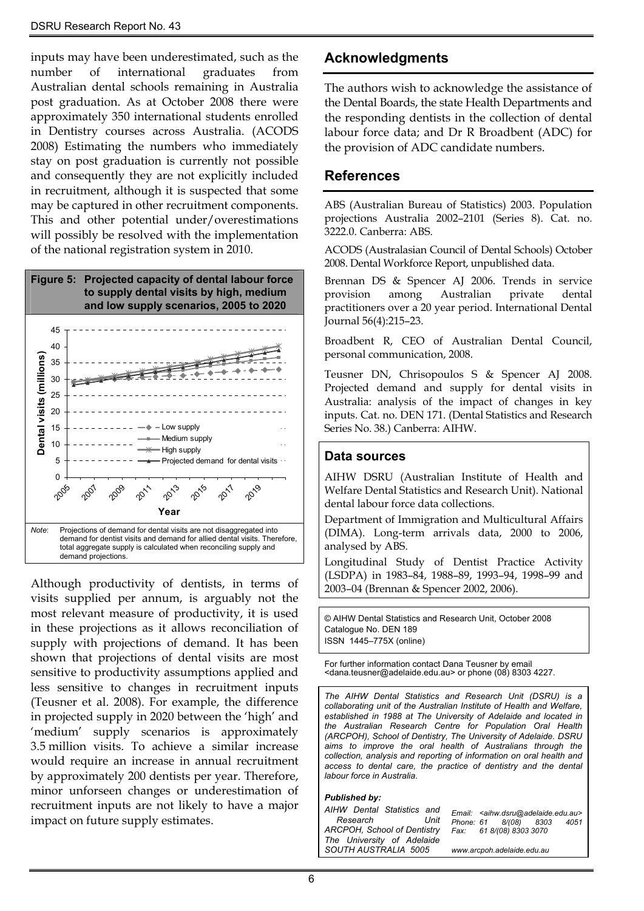inputs may have been underestimated, such as the number of international graduates from Australian dental schools remaining in Australia post graduation. As at October 2008 there were approximately 350 international students enrolled in Dentistry courses across Australia. (ACODS 2008) Estimating the numbers who immediately stay on post graduation is currently not possible and consequently they are not explicitly included in recruitment, although it is suspected that some may be captured in other recruitment components. This and other potential under/overestimations will possibly be resolved with the implementation of the national registration system in 2010.

**Figure 5: Projected capacity of dental labour force to supply dental visits by high, medium and low supply scenarios, 2005 to 2020**

Dental visits (millions)

45
40
35
30
25
20
15
10
5
0

2005 2007 2009 2011 2013 2015 2017 2019

Year

Low supply
Medium supply
High supply
Projected demand for dental visits

*Note*: Projections of demand for dental visits are not disaggregated into demand for dentist visits and demand for allied dental visits. Therefore, total aggregate supply is calculated when reconciling supply and demand projections.

Although productivity of dentists, in terms of visits supplied per annum, is arguably not the most relevant measure of productivity, it is used in these projections as it allows reconciliation of supply with projections of demand. It has been shown that projections of dental visits are most sensitive to productivity assumptions applied and less sensitive to changes in recruitment inputs (Teusner et al. 2008). For example, the difference in projected supply in 2020 between the 'high' and 'medium' supply scenarios is approximately 3.5 million visits. To achieve a similar increase would require an increase in annual recruitment by approximately 200 dentists per year. Therefore, minor unforseen changes or underestimation of recruitment inputs are not likely to have a major impact on future supply estimates.

## Acknowledgments

The authors wish to acknowledge the assistance of the Dental Boards, the state Health Departments and the responding dentists in the collection of dental labour force data; and Dr R Broadbent (ADC) for the provision of ADC candidate numbers.

## References

ABS (Australian Bureau of Statistics) 2003. Population projections Australia 2002–2101 (Series 8). Cat. no. 3222.0. Canberra: ABS.

ACODS (Australasian Council of Dental Schools) October 2008. Dental Workforce Report, unpublished data.

Brennan DS & Spencer AJ 2006. Trends in service provision among Australian private dental practitioners over a 20 year period. International Dental Journal 56(4):215–23.

Broadbent R, CEO of Australian Dental Council, personal communication, 2008.

Teusner DN, Chrisopoulos S & Spencer AJ 2008. Projected demand and supply for dental visits in Australia: analysis of the impact of changes in key inputs. Cat. no. DEN 171. (Dental Statistics and Research Series No. 38.) Canberra: AIHW.

## Data sources

AIHW DSRU (Australian Institute of Health and Welfare Dental Statistics and Research Unit). National dental labour force data collections.

Department of Immigration and Multicultural Affairs (DIMA). Long-term arrivals data, 2000 to 2006, analysed by ABS.

Longitudinal Study of Dentist Practice Activity (LSDPA) in 1983–84, 1988–89, 1993–94, 1998–99 and 2003–04 (Brennan & Spencer 2002, 2006).

© AIHW Dental Statistics and Research Unit, October 2008
Catalogue No. DEN 189
ISSN 1445–775X (online)

For further information contact Dana Teusner by email <dana.teusner@adelaide.edu.au> or phone (08) 8303 4227.

*The AIHW Dental Statistics and Research Unit (DSRU) is a collaborating unit of the Australian Institute of Health and Welfare, established in 1988 at The University of Adelaide and located in the Australian Research Centre for Population Oral Health (ARCPOH), School of Dentistry, The University of Adelaide. DSRU aims to improve the oral health of Australians through the collection, analysis and reporting of information on oral health and access to dental care, the practice of dentistry and the dental labour force in Australia.*

***Published by:***

*AIHW Dental Statistics and Research Unit*
*ARCPOH, School of Dentistry*
*The University of Adelaide*
*SOUTH AUSTRALIA 5005*

*Email: <aihw.dsru@adelaide.edu.au>*
*Phone: 61 8/(08) 8303 4051*
*Fax: 61 8/(08) 8303 3070*

*www.arcpoh.adelaide.edu.au*